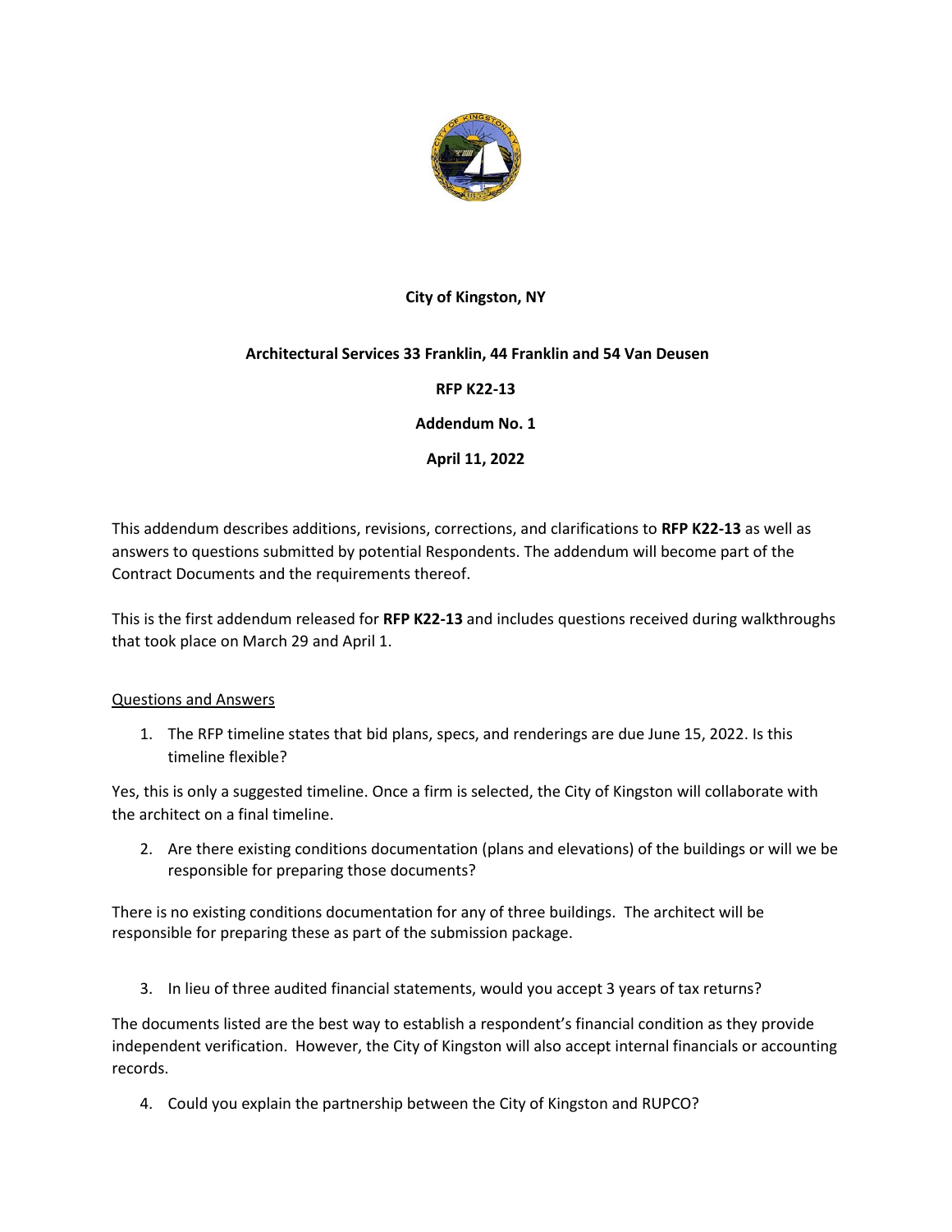**City of Kingston, NY**

**Architectural Services 33 Franklin, 44 Franklin and 54 Van Deusen**

**RFP K22-13**

**Addendum No. 1**

**April 11, 2022**

This addendum describes additions, revisions, corrections, and clarifications to **RFP K22-13** as well as answers to questions submitted by potential Respondents. The addendum will become part of the Contract Documents and the requirements thereof.

This is the first addendum released for **RFP K22-13** and includes questions received during walkthroughs that took place on March 29 and April 1.

## Questions and Answers

1. The RFP timeline states that bid plans, specs, and renderings are due June 15, 2022. Is this timeline flexible?

Yes, this is only a suggested timeline. Once a firm is selected, the City of Kingston will collaborate with the architect on a final timeline.

2. Are there existing conditions documentation (plans and elevations) of the buildings or will we be responsible for preparing those documents?

There is no existing conditions documentation for any of three buildings. The architect will be responsible for preparing these as part of the submission package.

3. In lieu of three audited financial statements, would you accept 3 years of tax returns?

The documents listed are the best way to establish a respondent's financial condition as they provide independent verification. However, the City of Kingston will also accept internal financials or accounting records.

4. Could you explain the partnership between the City of Kingston and RUPCO?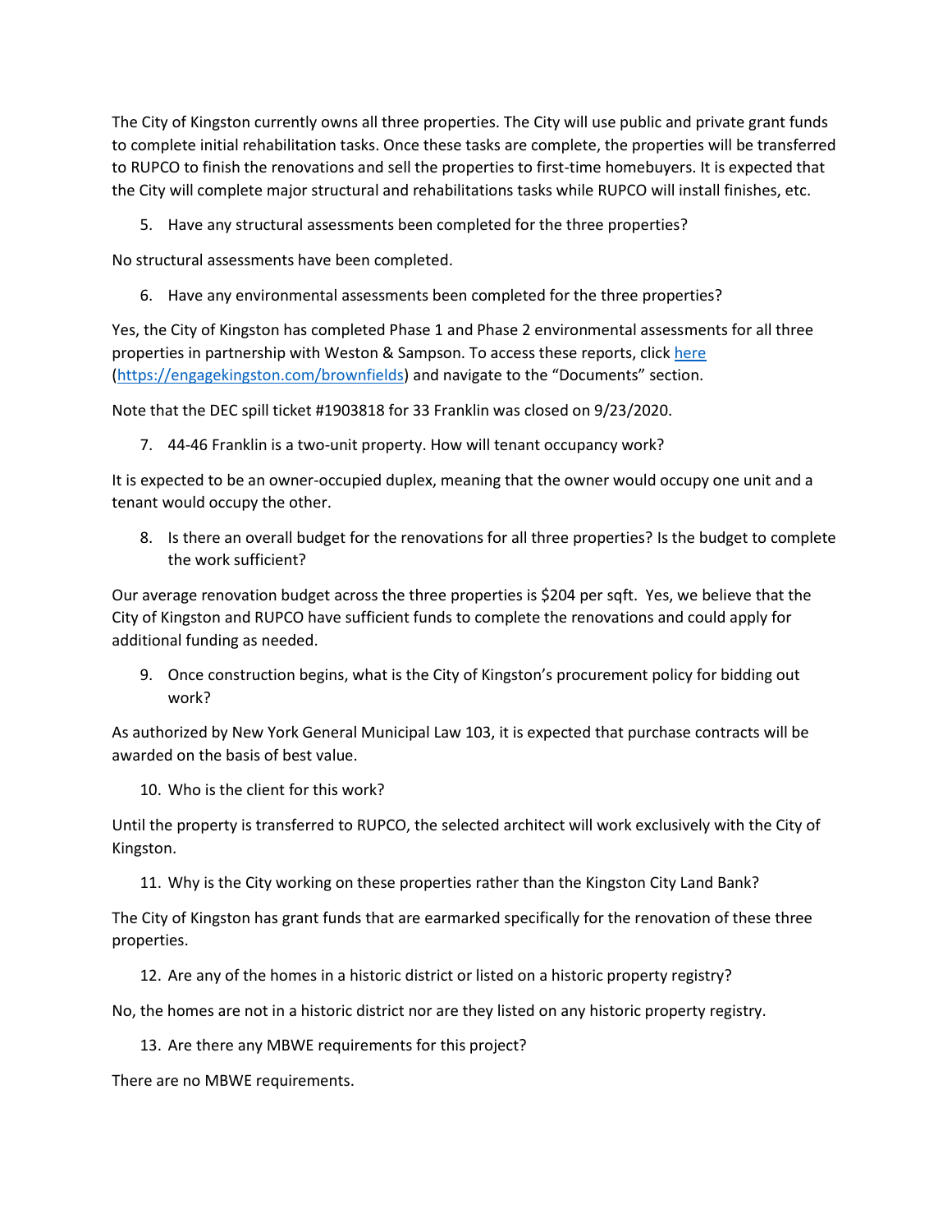The City of Kingston currently owns all three properties. The City will use public and private grant funds to complete initial rehabilitation tasks. Once these tasks are complete, the properties will be transferred to RUPCO to finish the renovations and sell the properties to first-time homebuyers. It is expected that the City will complete major structural and rehabilitations tasks while RUPCO will install finishes, etc.

5. Have any structural assessments been completed for the three properties?

No structural assessments have been completed.

6. Have any environmental assessments been completed for the three properties?

Yes, the City of Kingston has completed Phase 1 and Phase 2 environmental assessments for all three properties in partnership with Weston & Sampson. To access these reports, click [here](https://engagekingston.com/brownfields) (https://engagekingston.com/brownfields) and navigate to the "Documents" section.

Note that the DEC spill ticket #1903818 for 33 Franklin was closed on 9/23/2020.

7. 44-46 Franklin is a two-unit property. How will tenant occupancy work?

It is expected to be an owner-occupied duplex, meaning that the owner would occupy one unit and a tenant would occupy the other.

8. Is there an overall budget for the renovations for all three properties? Is the budget to complete the work sufficient?

Our average renovation budget across the three properties is $204 per sqft. Yes, we believe that the City of Kingston and RUPCO have sufficient funds to complete the renovations and could apply for additional funding as needed.

9. Once construction begins, what is the City of Kingston's procurement policy for bidding out work?

As authorized by New York General Municipal Law 103, it is expected that purchase contracts will be awarded on the basis of best value.

10. Who is the client for this work?

Until the property is transferred to RUPCO, the selected architect will work exclusively with the City of Kingston.

11. Why is the City working on these properties rather than the Kingston City Land Bank?

The City of Kingston has grant funds that are earmarked specifically for the renovation of these three properties.

12. Are any of the homes in a historic district or listed on a historic property registry?

No, the homes are not in a historic district nor are they listed on any historic property registry.

13. Are there any MBWE requirements for this project?

There are no MBWE requirements.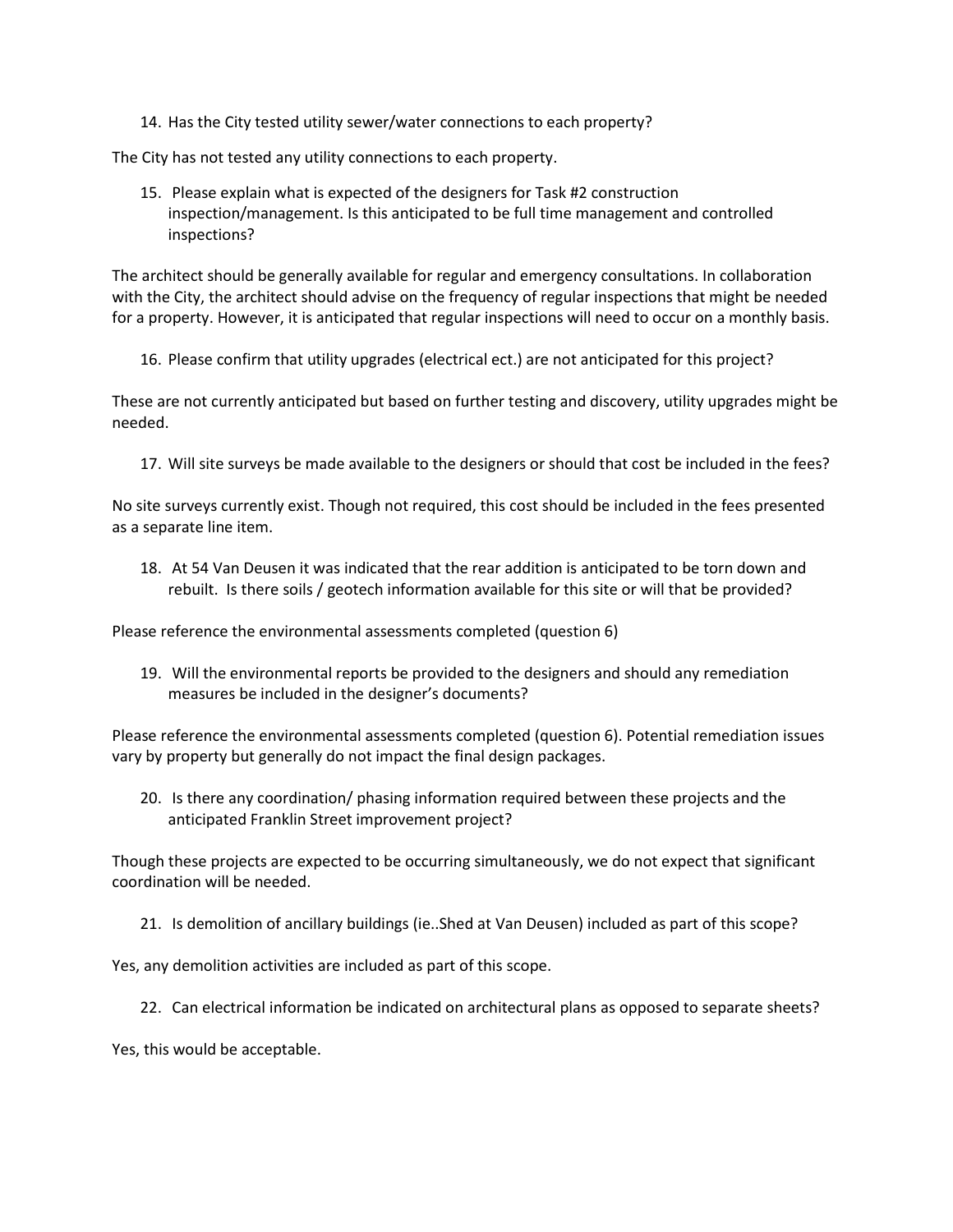14. Has the City tested utility sewer/water connections to each property?

The City has not tested any utility connections to each property.

15. Please explain what is expected of the designers for Task #2 construction inspection/management. Is this anticipated to be full time management and controlled inspections?

The architect should be generally available for regular and emergency consultations. In collaboration with the City, the architect should advise on the frequency of regular inspections that might be needed for a property. However, it is anticipated that regular inspections will need to occur on a monthly basis.

16. Please confirm that utility upgrades (electrical ect.) are not anticipated for this project?

These are not currently anticipated but based on further testing and discovery, utility upgrades might be needed.

17. Will site surveys be made available to the designers or should that cost be included in the fees?

No site surveys currently exist. Though not required, this cost should be included in the fees presented as a separate line item.

18. At 54 Van Deusen it was indicated that the rear addition is anticipated to be torn down and rebuilt. Is there soils / geotech information available for this site or will that be provided?

Please reference the environmental assessments completed (question 6)

19. Will the environmental reports be provided to the designers and should any remediation measures be included in the designer's documents?

Please reference the environmental assessments completed (question 6). Potential remediation issues vary by property but generally do not impact the final design packages.

20. Is there any coordination/ phasing information required between these projects and the anticipated Franklin Street improvement project?

Though these projects are expected to be occurring simultaneously, we do not expect that significant coordination will be needed.

21. Is demolition of ancillary buildings (ie..Shed at Van Deusen) included as part of this scope?

Yes, any demolition activities are included as part of this scope.

22. Can electrical information be indicated on architectural plans as opposed to separate sheets?

Yes, this would be acceptable.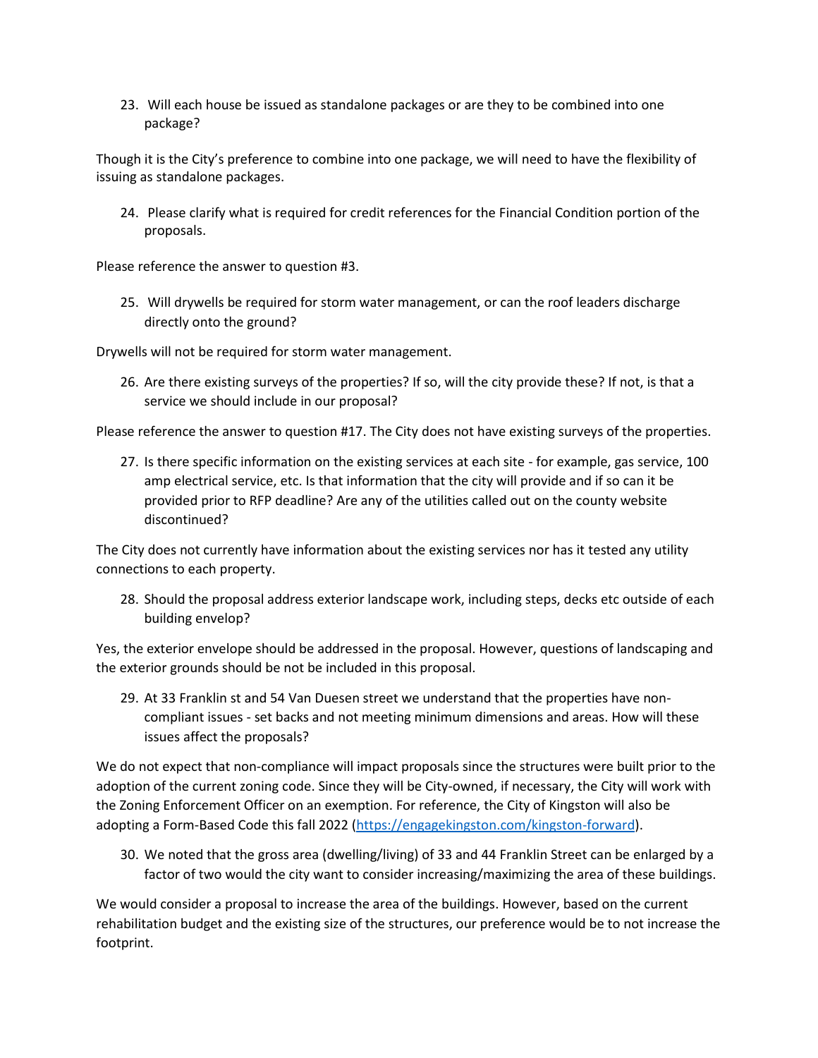23. Will each house be issued as standalone packages or are they to be combined into one package?

Though it is the City's preference to combine into one package, we will need to have the flexibility of issuing as standalone packages.

24. Please clarify what is required for credit references for the Financial Condition portion of the proposals.

Please reference the answer to question #3.

25. Will drywells be required for storm water management, or can the roof leaders discharge directly onto the ground?

Drywells will not be required for storm water management.

26. Are there existing surveys of the properties? If so, will the city provide these? If not, is that a service we should include in our proposal?

Please reference the answer to question #17. The City does not have existing surveys of the properties.

27. Is there specific information on the existing services at each site - for example, gas service, 100 amp electrical service, etc. Is that information that the city will provide and if so can it be provided prior to RFP deadline? Are any of the utilities called out on the county website discontinued?

The City does not currently have information about the existing services nor has it tested any utility connections to each property.

28. Should the proposal address exterior landscape work, including steps, decks etc outside of each building envelop?

Yes, the exterior envelope should be addressed in the proposal. However, questions of landscaping and the exterior grounds should be not be included in this proposal.

29. At 33 Franklin st and 54 Van Duesen street we understand that the properties have non-compliant issues - set backs and not meeting minimum dimensions and areas. How will these issues affect the proposals?

We do not expect that non-compliance will impact proposals since the structures were built prior to the adoption of the current zoning code. Since they will be City-owned, if necessary, the City will work with the Zoning Enforcement Officer on an exemption. For reference, the City of Kingston will also be adopting a Form-Based Code this fall 2022 (https://engagekingston.com/kingston-forward).

30. We noted that the gross area (dwelling/living) of 33 and 44 Franklin Street can be enlarged by a factor of two would the city want to consider increasing/maximizing the area of these buildings.

We would consider a proposal to increase the area of the buildings. However, based on the current rehabilitation budget and the existing size of the structures, our preference would be to not increase the footprint.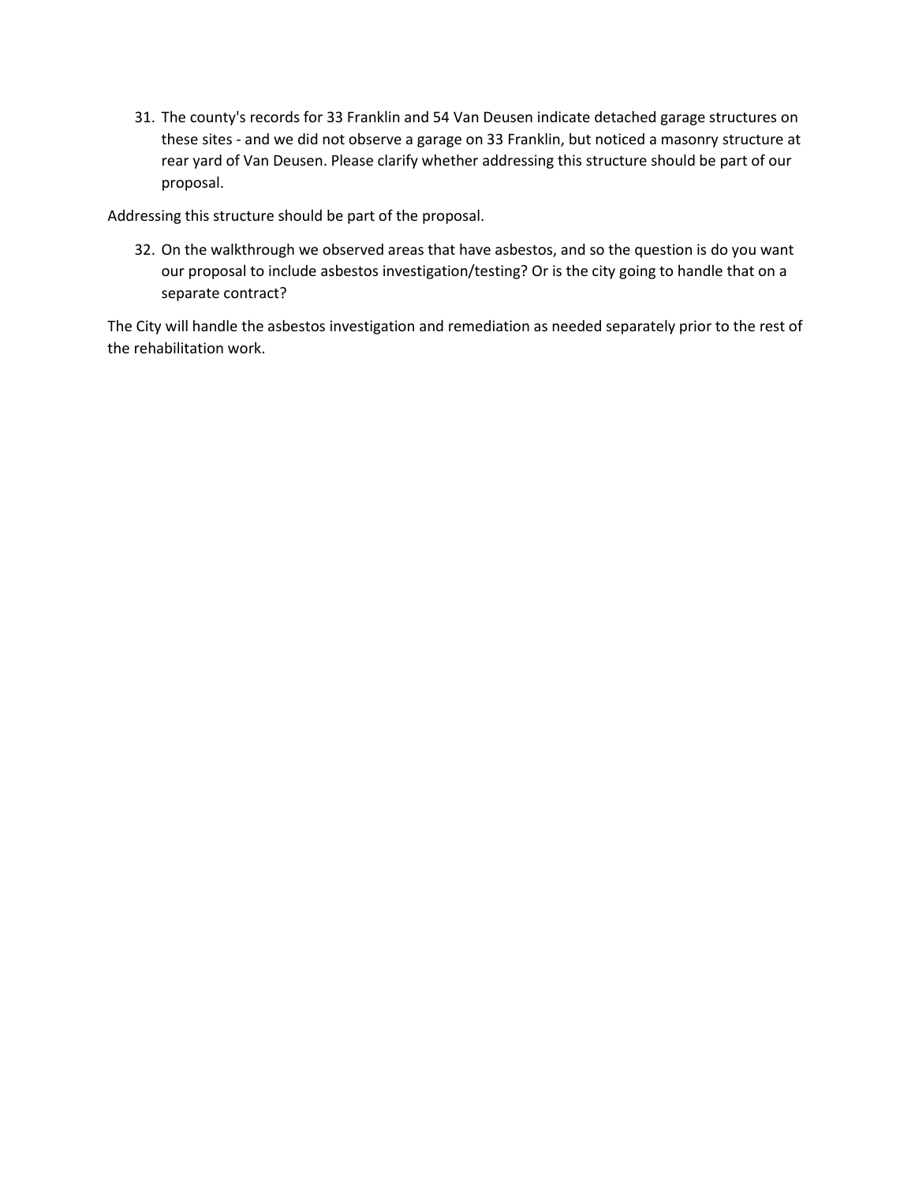31. The county's records for 33 Franklin and 54 Van Deusen indicate detached garage structures on these sites - and we did not observe a garage on 33 Franklin, but noticed a masonry structure at rear yard of Van Deusen. Please clarify whether addressing this structure should be part of our proposal.

Addressing this structure should be part of the proposal.

32. On the walkthrough we observed areas that have asbestos, and so the question is do you want our proposal to include asbestos investigation/testing? Or is the city going to handle that on a separate contract?

The City will handle the asbestos investigation and remediation as needed separately prior to the rest of the rehabilitation work.